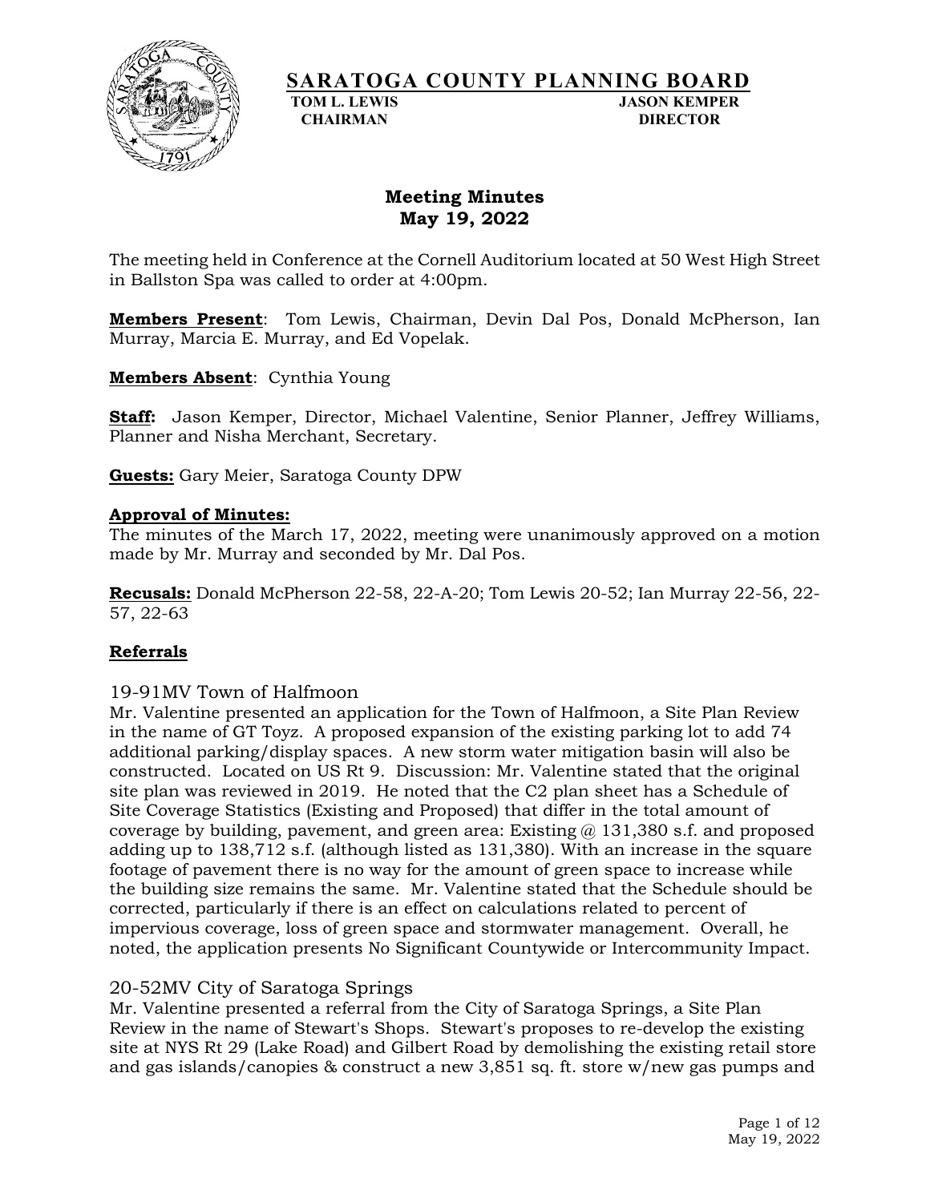# SARATOGA COUNTY PLANNING BOARD

**TOM L. LEWIS**
**CHAIRMAN**

**JASON KEMPER**
**DIRECTOR**

## Meeting Minutes
## May 19, 2022

The meeting held in Conference at the Cornell Auditorium located at 50 West High Street in Ballston Spa was called to order at 4:00pm.

**Members Present**: Tom Lewis, Chairman, Devin Dal Pos, Donald McPherson, Ian Murray, Marcia E. Murray, and Ed Vopelak.

**Members Absent**: Cynthia Young

**Staff:** Jason Kemper, Director, Michael Valentine, Senior Planner, Jeffrey Williams, Planner and Nisha Merchant, Secretary.

**Guests:** Gary Meier, Saratoga County DPW

**Approval of Minutes:**
The minutes of the March 17, 2022, meeting were unanimously approved on a motion made by Mr. Murray and seconded by Mr. Dal Pos.

**Recusals:** Donald McPherson 22-58, 22-A-20; Tom Lewis 20-52; Ian Murray 22-56, 22-57, 22-63

## Referrals

### 19-91MV Town of Halfmoon

Mr. Valentine presented an application for the Town of Halfmoon, a Site Plan Review in the name of GT Toyz. A proposed expansion of the existing parking lot to add 74 additional parking/display spaces. A new storm water mitigation basin will also be constructed. Located on US Rt 9. Discussion: Mr. Valentine stated that the original site plan was reviewed in 2019. He noted that the C2 plan sheet has a Schedule of Site Coverage Statistics (Existing and Proposed) that differ in the total amount of coverage by building, pavement, and green area: Existing @ 131,380 s.f. and proposed adding up to 138,712 s.f. (although listed as 131,380). With an increase in the square footage of pavement there is no way for the amount of green space to increase while the building size remains the same. Mr. Valentine stated that the Schedule should be corrected, particularly if there is an effect on calculations related to percent of impervious coverage, loss of green space and stormwater management. Overall, he noted, the application presents No Significant Countywide or Intercommunity Impact.

### 20-52MV City of Saratoga Springs

Mr. Valentine presented a referral from the City of Saratoga Springs, a Site Plan Review in the name of Stewart's Shops. Stewart's proposes to re-develop the existing site at NYS Rt 29 (Lake Road) and Gilbert Road by demolishing the existing retail store and gas islands/canopies & construct a new 3,851 sq. ft. store w/new gas pumps and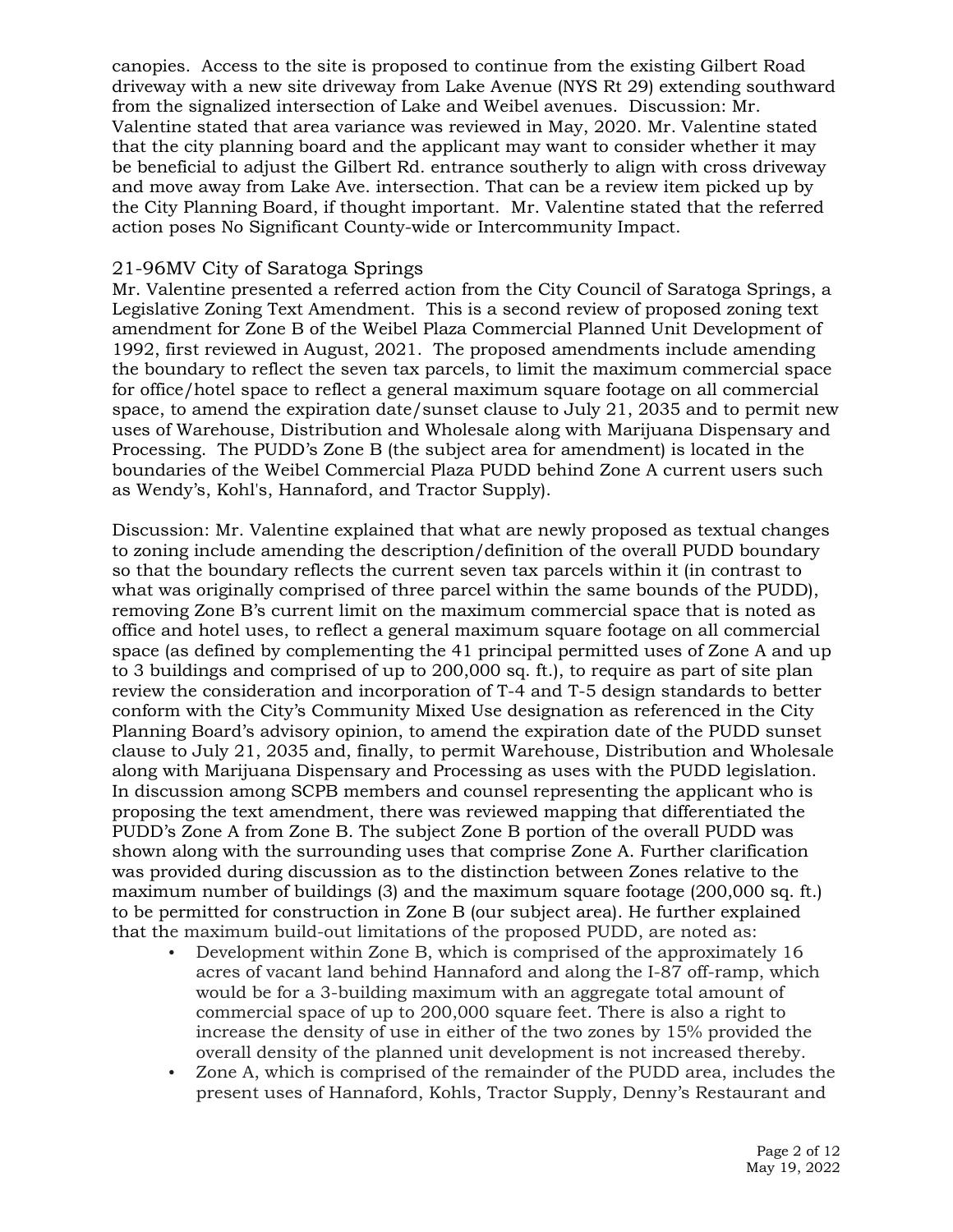canopies. Access to the site is proposed to continue from the existing Gilbert Road driveway with a new site driveway from Lake Avenue (NYS Rt 29) extending southward from the signalized intersection of Lake and Weibel avenues. Discussion: Mr. Valentine stated that area variance was reviewed in May, 2020. Mr. Valentine stated that the city planning board and the applicant may want to consider whether it may be beneficial to adjust the Gilbert Rd. entrance southerly to align with cross driveway and move away from Lake Ave. intersection. That can be a review item picked up by the City Planning Board, if thought important. Mr. Valentine stated that the referred action poses No Significant County-wide or Intercommunity Impact.

## 21-96MV City of Saratoga Springs

Mr. Valentine presented a referred action from the City Council of Saratoga Springs, a Legislative Zoning Text Amendment. This is a second review of proposed zoning text amendment for Zone B of the Weibel Plaza Commercial Planned Unit Development of 1992, first reviewed in August, 2021. The proposed amendments include amending the boundary to reflect the seven tax parcels, to limit the maximum commercial space for office/hotel space to reflect a general maximum square footage on all commercial space, to amend the expiration date/sunset clause to July 21, 2035 and to permit new uses of Warehouse, Distribution and Wholesale along with Marijuana Dispensary and Processing. The PUDD's Zone B (the subject area for amendment) is located in the boundaries of the Weibel Commercial Plaza PUDD behind Zone A current users such as Wendy's, Kohl's, Hannaford, and Tractor Supply).

Discussion: Mr. Valentine explained that what are newly proposed as textual changes to zoning include amending the description/definition of the overall PUDD boundary so that the boundary reflects the current seven tax parcels within it (in contrast to what was originally comprised of three parcel within the same bounds of the PUDD), removing Zone B's current limit on the maximum commercial space that is noted as office and hotel uses, to reflect a general maximum square footage on all commercial space (as defined by complementing the 41 principal permitted uses of Zone A and up to 3 buildings and comprised of up to 200,000 sq. ft.), to require as part of site plan review the consideration and incorporation of T-4 and T-5 design standards to better conform with the City's Community Mixed Use designation as referenced in the City Planning Board's advisory opinion, to amend the expiration date of the PUDD sunset clause to July 21, 2035 and, finally, to permit Warehouse, Distribution and Wholesale along with Marijuana Dispensary and Processing as uses with the PUDD legislation. In discussion among SCPB members and counsel representing the applicant who is proposing the text amendment, there was reviewed mapping that differentiated the PUDD's Zone A from Zone B. The subject Zone B portion of the overall PUDD was shown along with the surrounding uses that comprise Zone A. Further clarification was provided during discussion as to the distinction between Zones relative to the maximum number of buildings (3) and the maximum square footage (200,000 sq. ft.) to be permitted for construction in Zone B (our subject area). He further explained that the maximum build-out limitations of the proposed PUDD, are noted as:

- Development within Zone B, which is comprised of the approximately 16 acres of vacant land behind Hannaford and along the I-87 off-ramp, which would be for a 3-building maximum with an aggregate total amount of commercial space of up to 200,000 square feet. There is also a right to increase the density of use in either of the two zones by 15% provided the overall density of the planned unit development is not increased thereby.
- Zone A, which is comprised of the remainder of the PUDD area, includes the present uses of Hannaford, Kohls, Tractor Supply, Denny's Restaurant and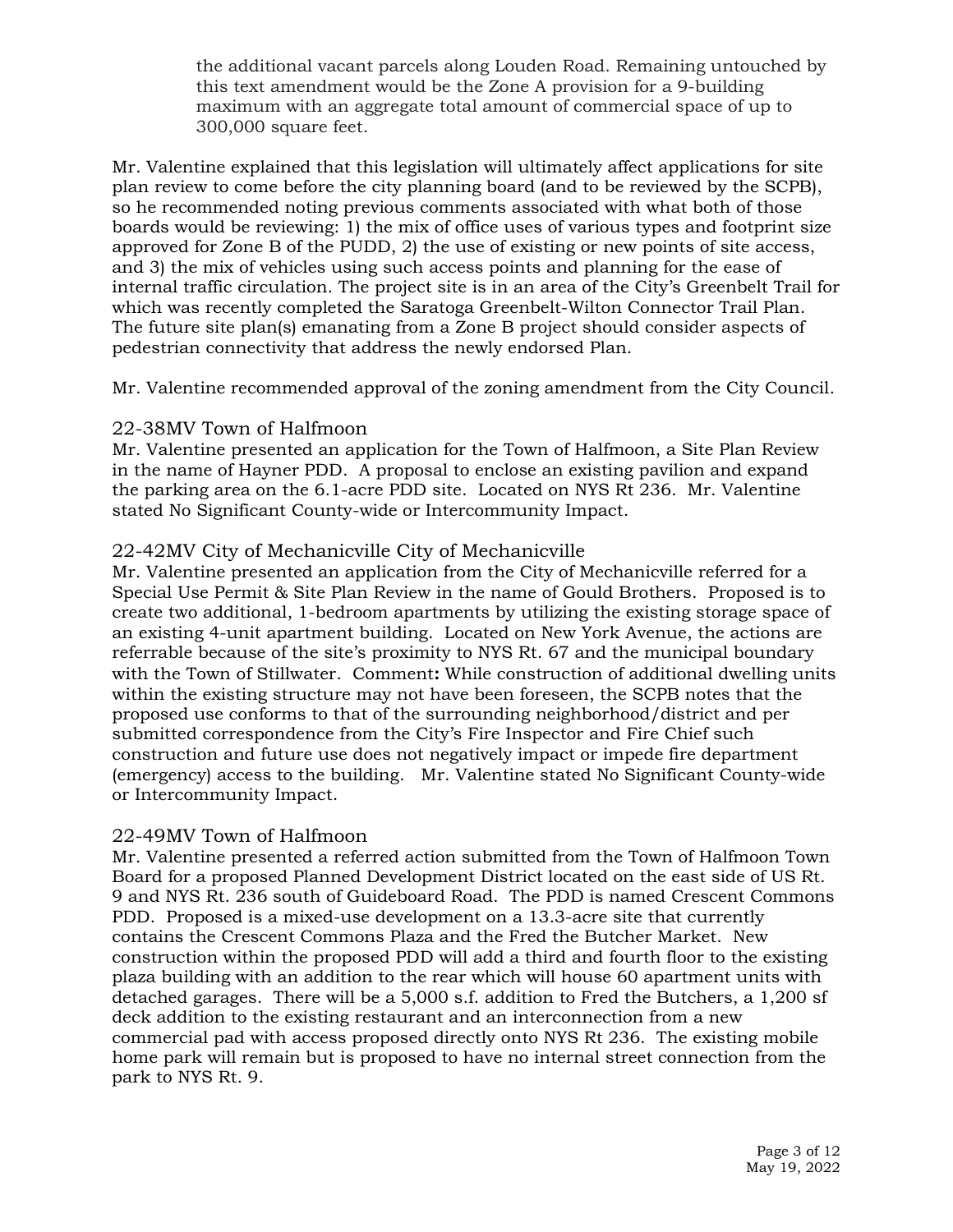the additional vacant parcels along Louden Road. Remaining untouched by this text amendment would be the Zone A provision for a 9-building maximum with an aggregate total amount of commercial space of up to 300,000 square feet.

Mr. Valentine explained that this legislation will ultimately affect applications for site plan review to come before the city planning board (and to be reviewed by the SCPB), so he recommended noting previous comments associated with what both of those boards would be reviewing: 1) the mix of office uses of various types and footprint size approved for Zone B of the PUDD, 2) the use of existing or new points of site access, and 3) the mix of vehicles using such access points and planning for the ease of internal traffic circulation. The project site is in an area of the City's Greenbelt Trail for which was recently completed the Saratoga Greenbelt-Wilton Connector Trail Plan. The future site plan(s) emanating from a Zone B project should consider aspects of pedestrian connectivity that address the newly endorsed Plan.

Mr. Valentine recommended approval of the zoning amendment from the City Council.

## 22-38MV Town of Halfmoon

Mr. Valentine presented an application for the Town of Halfmoon, a Site Plan Review in the name of Hayner PDD. A proposal to enclose an existing pavilion and expand the parking area on the 6.1-acre PDD site. Located on NYS Rt 236. Mr. Valentine stated No Significant County-wide or Intercommunity Impact.

## 22-42MV City of Mechanicville City of Mechanicville

Mr. Valentine presented an application from the City of Mechanicville referred for a Special Use Permit & Site Plan Review in the name of Gould Brothers. Proposed is to create two additional, 1-bedroom apartments by utilizing the existing storage space of an existing 4-unit apartment building. Located on New York Avenue, the actions are referrable because of the site's proximity to NYS Rt. 67 and the municipal boundary with the Town of Stillwater. Comment**:** While construction of additional dwelling units within the existing structure may not have been foreseen, the SCPB notes that the proposed use conforms to that of the surrounding neighborhood/district and per submitted correspondence from the City's Fire Inspector and Fire Chief such construction and future use does not negatively impact or impede fire department (emergency) access to the building. Mr. Valentine stated No Significant County-wide or Intercommunity Impact.

## 22-49MV Town of Halfmoon

Mr. Valentine presented a referred action submitted from the Town of Halfmoon Town Board for a proposed Planned Development District located on the east side of US Rt. 9 and NYS Rt. 236 south of Guideboard Road. The PDD is named Crescent Commons PDD. Proposed is a mixed-use development on a 13.3-acre site that currently contains the Crescent Commons Plaza and the Fred the Butcher Market. New construction within the proposed PDD will add a third and fourth floor to the existing plaza building with an addition to the rear which will house 60 apartment units with detached garages. There will be a 5,000 s.f. addition to Fred the Butchers, a 1,200 sf deck addition to the existing restaurant and an interconnection from a new commercial pad with access proposed directly onto NYS Rt 236. The existing mobile home park will remain but is proposed to have no internal street connection from the park to NYS Rt. 9.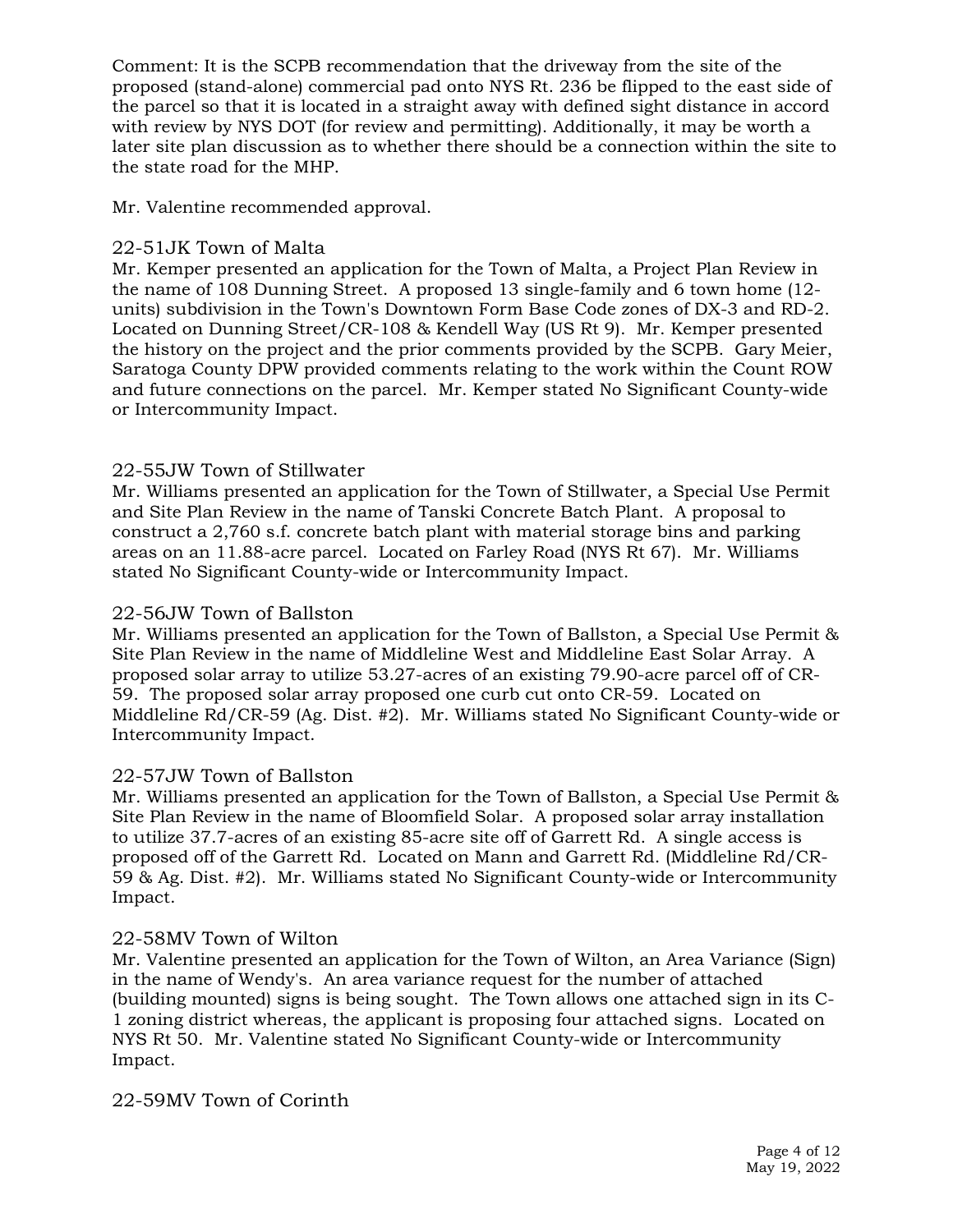Comment: It is the SCPB recommendation that the driveway from the site of the proposed (stand-alone) commercial pad onto NYS Rt. 236 be flipped to the east side of the parcel so that it is located in a straight away with defined sight distance in accord with review by NYS DOT (for review and permitting). Additionally, it may be worth a later site plan discussion as to whether there should be a connection within the site to the state road for the MHP.

Mr. Valentine recommended approval.

## 22-51JK Town of Malta

Mr. Kemper presented an application for the Town of Malta, a Project Plan Review in the name of 108 Dunning Street. A proposed 13 single-family and 6 town home (12-units) subdivision in the Town's Downtown Form Base Code zones of DX-3 and RD-2. Located on Dunning Street/CR-108 & Kendell Way (US Rt 9). Mr. Kemper presented the history on the project and the prior comments provided by the SCPB. Gary Meier, Saratoga County DPW provided comments relating to the work within the Count ROW and future connections on the parcel. Mr. Kemper stated No Significant County-wide or Intercommunity Impact.

## 22-55JW Town of Stillwater

Mr. Williams presented an application for the Town of Stillwater, a Special Use Permit and Site Plan Review in the name of Tanski Concrete Batch Plant. A proposal to construct a 2,760 s.f. concrete batch plant with material storage bins and parking areas on an 11.88-acre parcel. Located on Farley Road (NYS Rt 67). Mr. Williams stated No Significant County-wide or Intercommunity Impact.

## 22-56JW Town of Ballston

Mr. Williams presented an application for the Town of Ballston, a Special Use Permit & Site Plan Review in the name of Middleline West and Middleline East Solar Array. A proposed solar array to utilize 53.27-acres of an existing 79.90-acre parcel off of CR-59. The proposed solar array proposed one curb cut onto CR-59. Located on Middleline Rd/CR-59 (Ag. Dist. #2). Mr. Williams stated No Significant County-wide or Intercommunity Impact.

## 22-57JW Town of Ballston

Mr. Williams presented an application for the Town of Ballston, a Special Use Permit & Site Plan Review in the name of Bloomfield Solar. A proposed solar array installation to utilize 37.7-acres of an existing 85-acre site off of Garrett Rd. A single access is proposed off of the Garrett Rd. Located on Mann and Garrett Rd. (Middleline Rd/CR-59 & Ag. Dist. #2). Mr. Williams stated No Significant County-wide or Intercommunity Impact.

## 22-58MV Town of Wilton

Mr. Valentine presented an application for the Town of Wilton, an Area Variance (Sign) in the name of Wendy's. An area variance request for the number of attached (building mounted) signs is being sought. The Town allows one attached sign in its C-1 zoning district whereas, the applicant is proposing four attached signs. Located on NYS Rt 50. Mr. Valentine stated No Significant County-wide or Intercommunity Impact.

## 22-59MV Town of Corinth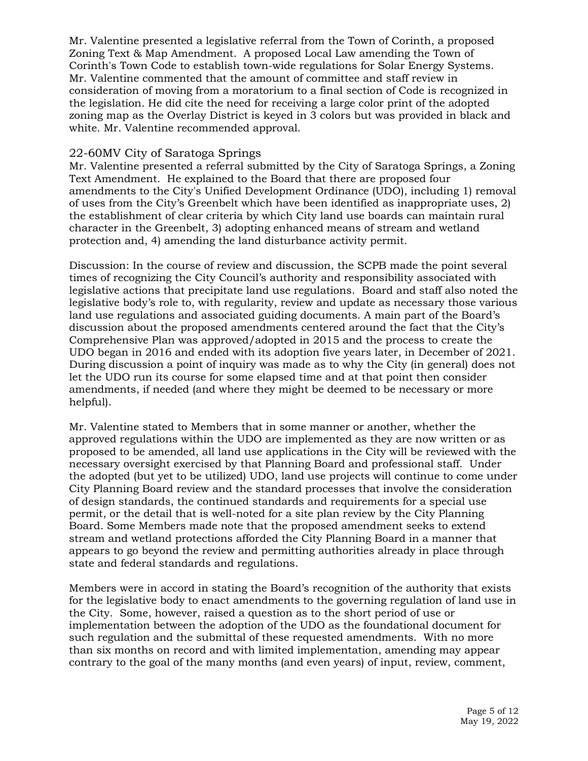Mr. Valentine presented a legislative referral from the Town of Corinth, a proposed Zoning Text & Map Amendment. A proposed Local Law amending the Town of Corinth's Town Code to establish town-wide regulations for Solar Energy Systems. Mr. Valentine commented that the amount of committee and staff review in consideration of moving from a moratorium to a final section of Code is recognized in the legislation. He did cite the need for receiving a large color print of the adopted zoning map as the Overlay District is keyed in 3 colors but was provided in black and white. Mr. Valentine recommended approval.

## 22-60MV City of Saratoga Springs

Mr. Valentine presented a referral submitted by the City of Saratoga Springs, a Zoning Text Amendment. He explained to the Board that there are proposed four amendments to the City's Unified Development Ordinance (UDO), including 1) removal of uses from the City's Greenbelt which have been identified as inappropriate uses, 2) the establishment of clear criteria by which City land use boards can maintain rural character in the Greenbelt, 3) adopting enhanced means of stream and wetland protection and, 4) amending the land disturbance activity permit.

Discussion: In the course of review and discussion, the SCPB made the point several times of recognizing the City Council's authority and responsibility associated with legislative actions that precipitate land use regulations. Board and staff also noted the legislative body's role to, with regularity, review and update as necessary those various land use regulations and associated guiding documents. A main part of the Board's discussion about the proposed amendments centered around the fact that the City's Comprehensive Plan was approved/adopted in 2015 and the process to create the UDO began in 2016 and ended with its adoption five years later, in December of 2021. During discussion a point of inquiry was made as to why the City (in general) does not let the UDO run its course for some elapsed time and at that point then consider amendments, if needed (and where they might be deemed to be necessary or more helpful).

Mr. Valentine stated to Members that in some manner or another, whether the approved regulations within the UDO are implemented as they are now written or as proposed to be amended, all land use applications in the City will be reviewed with the necessary oversight exercised by that Planning Board and professional staff. Under the adopted (but yet to be utilized) UDO, land use projects will continue to come under City Planning Board review and the standard processes that involve the consideration of design standards, the continued standards and requirements for a special use permit, or the detail that is well-noted for a site plan review by the City Planning Board. Some Members made note that the proposed amendment seeks to extend stream and wetland protections afforded the City Planning Board in a manner that appears to go beyond the review and permitting authorities already in place through state and federal standards and regulations.

Members were in accord in stating the Board's recognition of the authority that exists for the legislative body to enact amendments to the governing regulation of land use in the City. Some, however, raised a question as to the short period of use or implementation between the adoption of the UDO as the foundational document for such regulation and the submittal of these requested amendments. With no more than six months on record and with limited implementation, amending may appear contrary to the goal of the many months (and even years) of input, review, comment,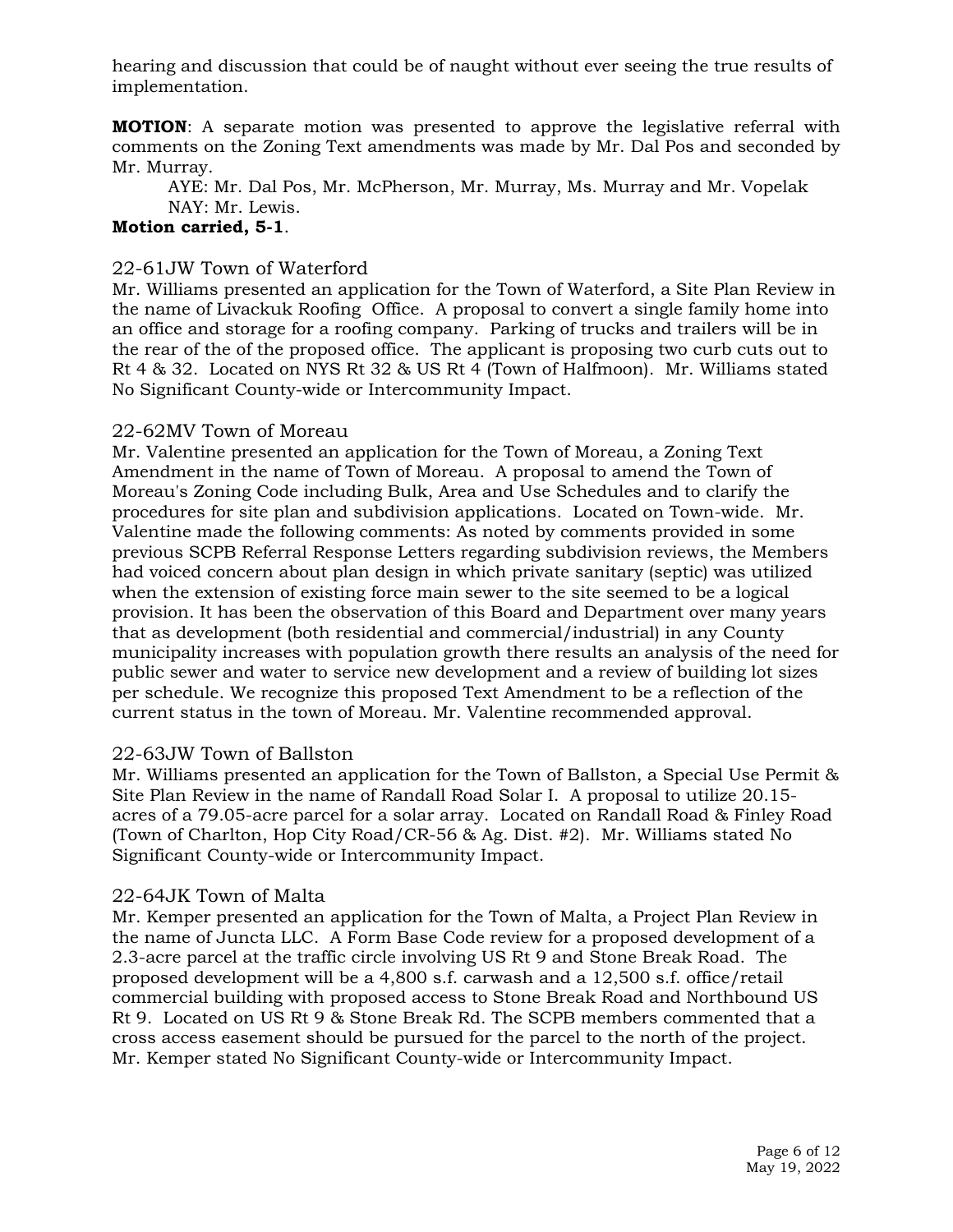hearing and discussion that could be of naught without ever seeing the true results of implementation.

**MOTION**: A separate motion was presented to approve the legislative referral with comments on the Zoning Text amendments was made by Mr. Dal Pos and seconded by Mr. Murray.

AYE: Mr. Dal Pos, Mr. McPherson, Mr. Murray, Ms. Murray and Mr. Vopelak
NAY: Mr. Lewis.

**Motion carried, 5-1**.

### 22-61JW Town of Waterford

Mr. Williams presented an application for the Town of Waterford, a Site Plan Review in the name of Livackuk Roofing Office. A proposal to convert a single family home into an office and storage for a roofing company. Parking of trucks and trailers will be in the rear of the of the proposed office. The applicant is proposing two curb cuts out to Rt 4 & 32. Located on NYS Rt 32 & US Rt 4 (Town of Halfmoon). Mr. Williams stated No Significant County-wide or Intercommunity Impact.

### 22-62MV Town of Moreau

Mr. Valentine presented an application for the Town of Moreau, a Zoning Text Amendment in the name of Town of Moreau. A proposal to amend the Town of Moreau's Zoning Code including Bulk, Area and Use Schedules and to clarify the procedures for site plan and subdivision applications. Located on Town-wide. Mr. Valentine made the following comments: As noted by comments provided in some previous SCPB Referral Response Letters regarding subdivision reviews, the Members had voiced concern about plan design in which private sanitary (septic) was utilized when the extension of existing force main sewer to the site seemed to be a logical provision. It has been the observation of this Board and Department over many years that as development (both residential and commercial/industrial) in any County municipality increases with population growth there results an analysis of the need for public sewer and water to service new development and a review of building lot sizes per schedule. We recognize this proposed Text Amendment to be a reflection of the current status in the town of Moreau. Mr. Valentine recommended approval.

### 22-63JW Town of Ballston

Mr. Williams presented an application for the Town of Ballston, a Special Use Permit & Site Plan Review in the name of Randall Road Solar I. A proposal to utilize 20.15-acres of a 79.05-acre parcel for a solar array. Located on Randall Road & Finley Road (Town of Charlton, Hop City Road/CR-56 & Ag. Dist. #2). Mr. Williams stated No Significant County-wide or Intercommunity Impact.

### 22-64JK Town of Malta

Mr. Kemper presented an application for the Town of Malta, a Project Plan Review in the name of Juncta LLC. A Form Base Code review for a proposed development of a 2.3-acre parcel at the traffic circle involving US Rt 9 and Stone Break Road. The proposed development will be a 4,800 s.f. carwash and a 12,500 s.f. office/retail commercial building with proposed access to Stone Break Road and Northbound US Rt 9. Located on US Rt 9 & Stone Break Rd. The SCPB members commented that a cross access easement should be pursued for the parcel to the north of the project. Mr. Kemper stated No Significant County-wide or Intercommunity Impact.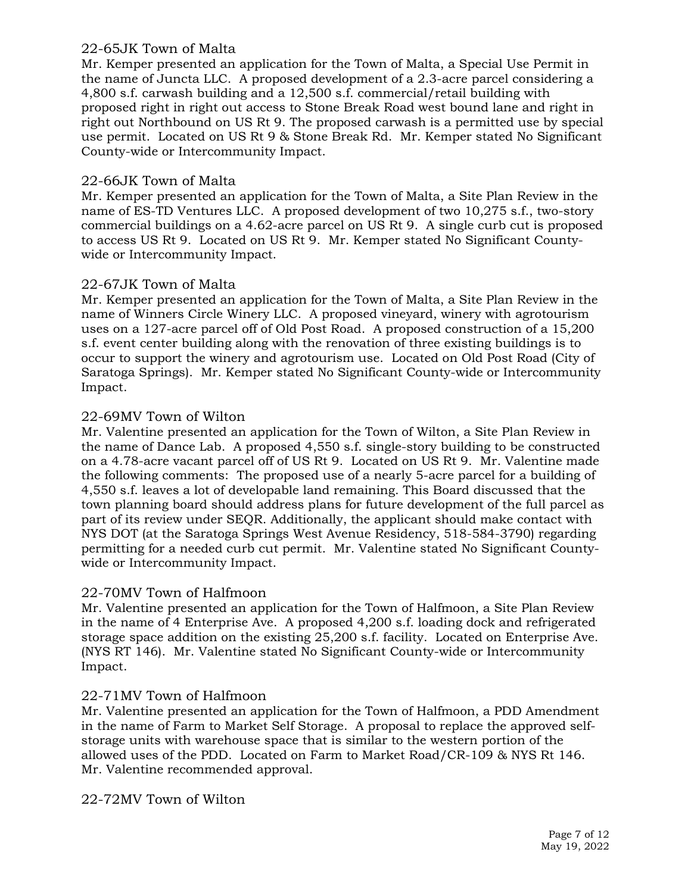### 22-65JK Town of Malta

Mr. Kemper presented an application for the Town of Malta, a Special Use Permit in the name of Juncta LLC. A proposed development of a 2.3-acre parcel considering a 4,800 s.f. carwash building and a 12,500 s.f. commercial/retail building with proposed right in right out access to Stone Break Road west bound lane and right in right out Northbound on US Rt 9. The proposed carwash is a permitted use by special use permit. Located on US Rt 9 & Stone Break Rd. Mr. Kemper stated No Significant County-wide or Intercommunity Impact.

### 22-66JK Town of Malta

Mr. Kemper presented an application for the Town of Malta, a Site Plan Review in the name of ES-TD Ventures LLC. A proposed development of two 10,275 s.f., two-story commercial buildings on a 4.62-acre parcel on US Rt 9. A single curb cut is proposed to access US Rt 9. Located on US Rt 9. Mr. Kemper stated No Significant County-wide or Intercommunity Impact.

### 22-67JK Town of Malta

Mr. Kemper presented an application for the Town of Malta, a Site Plan Review in the name of Winners Circle Winery LLC. A proposed vineyard, winery with agrotourism uses on a 127-acre parcel off of Old Post Road. A proposed construction of a 15,200 s.f. event center building along with the renovation of three existing buildings is to occur to support the winery and agrotourism use. Located on Old Post Road (City of Saratoga Springs). Mr. Kemper stated No Significant County-wide or Intercommunity Impact.

### 22-69MV Town of Wilton

Mr. Valentine presented an application for the Town of Wilton, a Site Plan Review in the name of Dance Lab. A proposed 4,550 s.f. single-story building to be constructed on a 4.78-acre vacant parcel off of US Rt 9. Located on US Rt 9. Mr. Valentine made the following comments: The proposed use of a nearly 5-acre parcel for a building of 4,550 s.f. leaves a lot of developable land remaining. This Board discussed that the town planning board should address plans for future development of the full parcel as part of its review under SEQR. Additionally, the applicant should make contact with NYS DOT (at the Saratoga Springs West Avenue Residency, 518-584-3790) regarding permitting for a needed curb cut permit. Mr. Valentine stated No Significant County-wide or Intercommunity Impact.

### 22-70MV Town of Halfmoon

Mr. Valentine presented an application for the Town of Halfmoon, a Site Plan Review in the name of 4 Enterprise Ave. A proposed 4,200 s.f. loading dock and refrigerated storage space addition on the existing 25,200 s.f. facility. Located on Enterprise Ave. (NYS RT 146). Mr. Valentine stated No Significant County-wide or Intercommunity Impact.

### 22-71MV Town of Halfmoon

Mr. Valentine presented an application for the Town of Halfmoon, a PDD Amendment in the name of Farm to Market Self Storage. A proposal to replace the approved self-storage units with warehouse space that is similar to the western portion of the allowed uses of the PDD. Located on Farm to Market Road/CR-109 & NYS Rt 146. Mr. Valentine recommended approval.

### 22-72MV Town of Wilton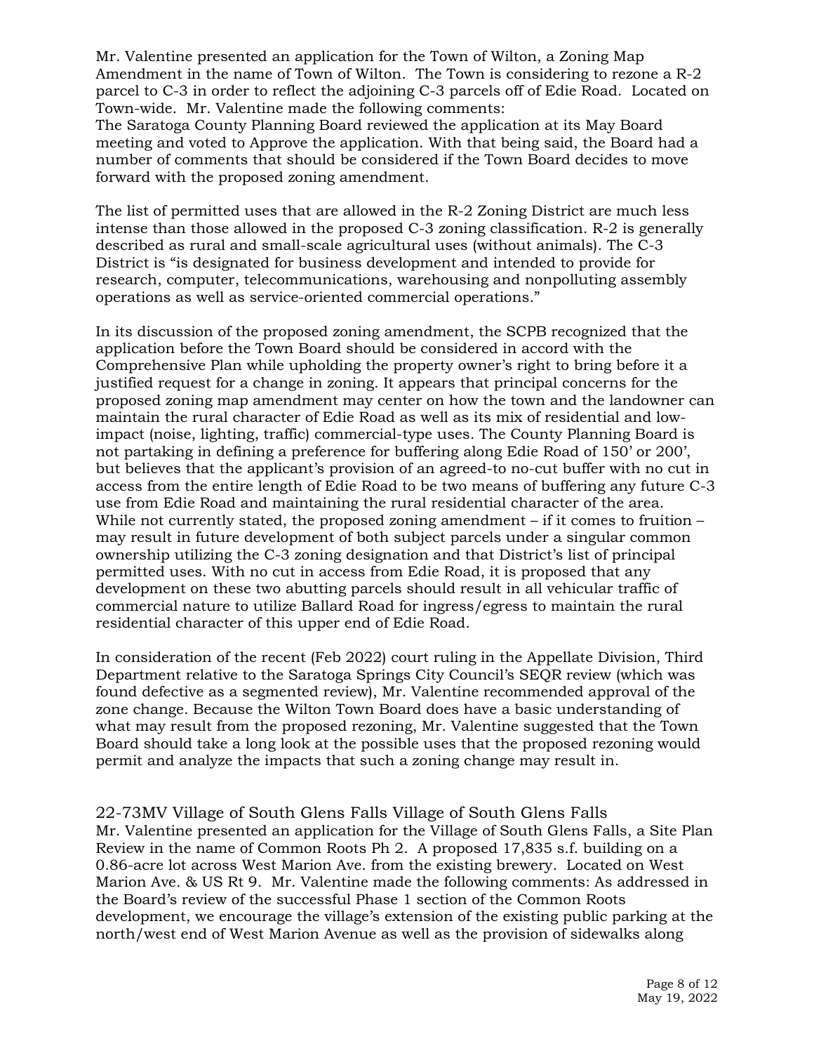Mr. Valentine presented an application for the Town of Wilton, a Zoning Map Amendment in the name of Town of Wilton. The Town is considering to rezone a R-2 parcel to C-3 in order to reflect the adjoining C-3 parcels off of Edie Road. Located on Town-wide. Mr. Valentine made the following comments:
The Saratoga County Planning Board reviewed the application at its May Board meeting and voted to Approve the application. With that being said, the Board had a number of comments that should be considered if the Town Board decides to move forward with the proposed zoning amendment.

The list of permitted uses that are allowed in the R-2 Zoning District are much less intense than those allowed in the proposed C-3 zoning classification. R-2 is generally described as rural and small-scale agricultural uses (without animals). The C-3 District is "is designated for business development and intended to provide for research, computer, telecommunications, warehousing and nonpolluting assembly operations as well as service-oriented commercial operations."

In its discussion of the proposed zoning amendment, the SCPB recognized that the application before the Town Board should be considered in accord with the Comprehensive Plan while upholding the property owner's right to bring before it a justified request for a change in zoning. It appears that principal concerns for the proposed zoning map amendment may center on how the town and the landowner can maintain the rural character of Edie Road as well as its mix of residential and low-impact (noise, lighting, traffic) commercial-type uses. The County Planning Board is not partaking in defining a preference for buffering along Edie Road of 150' or 200', but believes that the applicant's provision of an agreed-to no-cut buffer with no cut in access from the entire length of Edie Road to be two means of buffering any future C-3 use from Edie Road and maintaining the rural residential character of the area. While not currently stated, the proposed zoning amendment – if it comes to fruition – may result in future development of both subject parcels under a singular common ownership utilizing the C-3 zoning designation and that District's list of principal permitted uses. With no cut in access from Edie Road, it is proposed that any development on these two abutting parcels should result in all vehicular traffic of commercial nature to utilize Ballard Road for ingress/egress to maintain the rural residential character of this upper end of Edie Road.

In consideration of the recent (Feb 2022) court ruling in the Appellate Division, Third Department relative to the Saratoga Springs City Council's SEQR review (which was found defective as a segmented review), Mr. Valentine recommended approval of the zone change. Because the Wilton Town Board does have a basic understanding of what may result from the proposed rezoning, Mr. Valentine suggested that the Town Board should take a long look at the possible uses that the proposed rezoning would permit and analyze the impacts that such a zoning change may result in.

## 22-73MV Village of South Glens Falls Village of South Glens Falls

Mr. Valentine presented an application for the Village of South Glens Falls, a Site Plan Review in the name of Common Roots Ph 2. A proposed 17,835 s.f. building on a 0.86-acre lot across West Marion Ave. from the existing brewery. Located on West Marion Ave. & US Rt 9. Mr. Valentine made the following comments: As addressed in the Board's review of the successful Phase 1 section of the Common Roots development, we encourage the village's extension of the existing public parking at the north/west end of West Marion Avenue as well as the provision of sidewalks along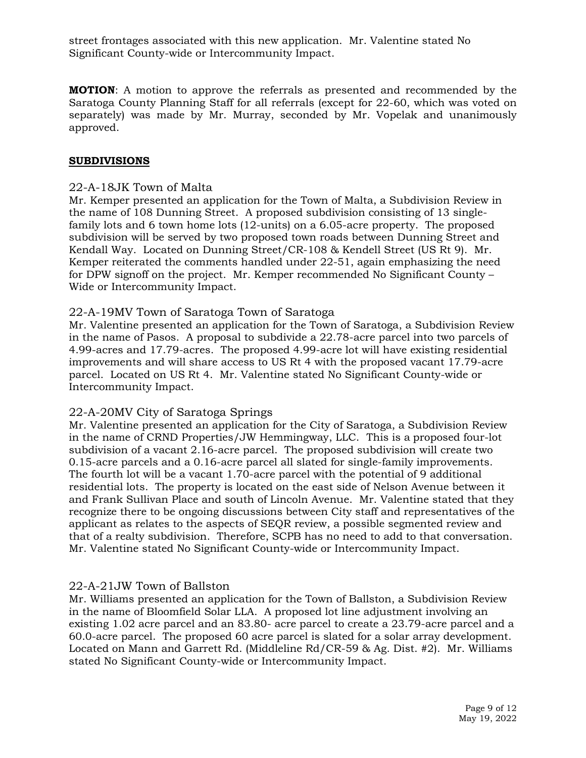street frontages associated with this new application. Mr. Valentine stated No Significant County-wide or Intercommunity Impact.

**MOTION**: A motion to approve the referrals as presented and recommended by the Saratoga County Planning Staff for all referrals (except for 22-60, which was voted on separately) was made by Mr. Murray, seconded by Mr. Vopelak and unanimously approved.

## SUBDIVISIONS

22-A-18JK Town of Malta

Mr. Kemper presented an application for the Town of Malta, a Subdivision Review in the name of 108 Dunning Street. A proposed subdivision consisting of 13 single-family lots and 6 town home lots (12-units) on a 6.05-acre property. The proposed subdivision will be served by two proposed town roads between Dunning Street and Kendall Way. Located on Dunning Street/CR-108 & Kendell Street (US Rt 9). Mr. Kemper reiterated the comments handled under 22-51, again emphasizing the need for DPW signoff on the project. Mr. Kemper recommended No Significant County – Wide or Intercommunity Impact.

22-A-19MV Town of Saratoga Town of Saratoga

Mr. Valentine presented an application for the Town of Saratoga, a Subdivision Review in the name of Pasos. A proposal to subdivide a 22.78-acre parcel into two parcels of 4.99-acres and 17.79-acres. The proposed 4.99-acre lot will have existing residential improvements and will share access to US Rt 4 with the proposed vacant 17.79-acre parcel. Located on US Rt 4. Mr. Valentine stated No Significant County-wide or Intercommunity Impact.

22-A-20MV City of Saratoga Springs

Mr. Valentine presented an application for the City of Saratoga, a Subdivision Review in the name of CRND Properties/JW Hemmingway, LLC. This is a proposed four-lot subdivision of a vacant 2.16-acre parcel. The proposed subdivision will create two 0.15-acre parcels and a 0.16-acre parcel all slated for single-family improvements. The fourth lot will be a vacant 1.70-acre parcel with the potential of 9 additional residential lots. The property is located on the east side of Nelson Avenue between it and Frank Sullivan Place and south of Lincoln Avenue. Mr. Valentine stated that they recognize there to be ongoing discussions between City staff and representatives of the applicant as relates to the aspects of SEQR review, a possible segmented review and that of a realty subdivision. Therefore, SCPB has no need to add to that conversation. Mr. Valentine stated No Significant County-wide or Intercommunity Impact.

22-A-21JW Town of Ballston

Mr. Williams presented an application for the Town of Ballston, a Subdivision Review in the name of Bloomfield Solar LLA. A proposed lot line adjustment involving an existing 1.02 acre parcel and an 83.80- acre parcel to create a 23.79-acre parcel and a 60.0-acre parcel. The proposed 60 acre parcel is slated for a solar array development. Located on Mann and Garrett Rd. (Middleline Rd/CR-59 & Ag. Dist. #2). Mr. Williams stated No Significant County-wide or Intercommunity Impact.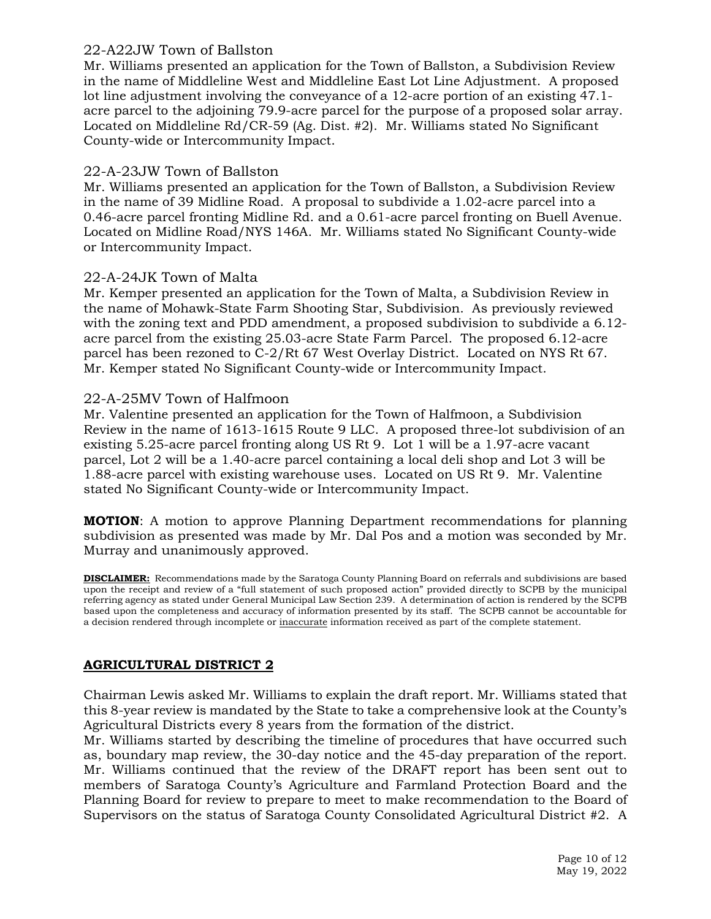### 22-A22JW Town of Ballston

Mr. Williams presented an application for the Town of Ballston, a Subdivision Review in the name of Middleline West and Middleline East Lot Line Adjustment. A proposed lot line adjustment involving the conveyance of a 12-acre portion of an existing 47.1-acre parcel to the adjoining 79.9-acre parcel for the purpose of a proposed solar array. Located on Middleline Rd/CR-59 (Ag. Dist. #2). Mr. Williams stated No Significant County-wide or Intercommunity Impact.

### 22-A-23JW Town of Ballston

Mr. Williams presented an application for the Town of Ballston, a Subdivision Review in the name of 39 Midline Road. A proposal to subdivide a 1.02-acre parcel into a 0.46-acre parcel fronting Midline Rd. and a 0.61-acre parcel fronting on Buell Avenue. Located on Midline Road/NYS 146A. Mr. Williams stated No Significant County-wide or Intercommunity Impact.

### 22-A-24JK Town of Malta

Mr. Kemper presented an application for the Town of Malta, a Subdivision Review in the name of Mohawk-State Farm Shooting Star, Subdivision. As previously reviewed with the zoning text and PDD amendment, a proposed subdivision to subdivide a 6.12-acre parcel from the existing 25.03-acre State Farm Parcel. The proposed 6.12-acre parcel has been rezoned to C-2/Rt 67 West Overlay District. Located on NYS Rt 67. Mr. Kemper stated No Significant County-wide or Intercommunity Impact.

### 22-A-25MV Town of Halfmoon

Mr. Valentine presented an application for the Town of Halfmoon, a Subdivision Review in the name of 1613-1615 Route 9 LLC. A proposed three-lot subdivision of an existing 5.25-acre parcel fronting along US Rt 9. Lot 1 will be a 1.97-acre vacant parcel, Lot 2 will be a 1.40-acre parcel containing a local deli shop and Lot 3 will be 1.88-acre parcel with existing warehouse uses. Located on US Rt 9. Mr. Valentine stated No Significant County-wide or Intercommunity Impact.

**MOTION**: A motion to approve Planning Department recommendations for planning subdivision as presented was made by Mr. Dal Pos and a motion was seconded by Mr. Murray and unanimously approved.

**DISCLAIMER:** Recommendations made by the Saratoga County Planning Board on referrals and subdivisions are based upon the receipt and review of a "full statement of such proposed action" provided directly to SCPB by the municipal referring agency as stated under General Municipal Law Section 239. A determination of action is rendered by the SCPB based upon the completeness and accuracy of information presented by its staff. The SCPB cannot be accountable for a decision rendered through incomplete or inaccurate information received as part of the complete statement.

## AGRICULTURAL DISTRICT 2

Chairman Lewis asked Mr. Williams to explain the draft report. Mr. Williams stated that this 8-year review is mandated by the State to take a comprehensive look at the County's Agricultural Districts every 8 years from the formation of the district.

Mr. Williams started by describing the timeline of procedures that have occurred such as, boundary map review, the 30-day notice and the 45-day preparation of the report. Mr. Williams continued that the review of the DRAFT report has been sent out to members of Saratoga County's Agriculture and Farmland Protection Board and the Planning Board for review to prepare to meet to make recommendation to the Board of Supervisors on the status of Saratoga County Consolidated Agricultural District #2. A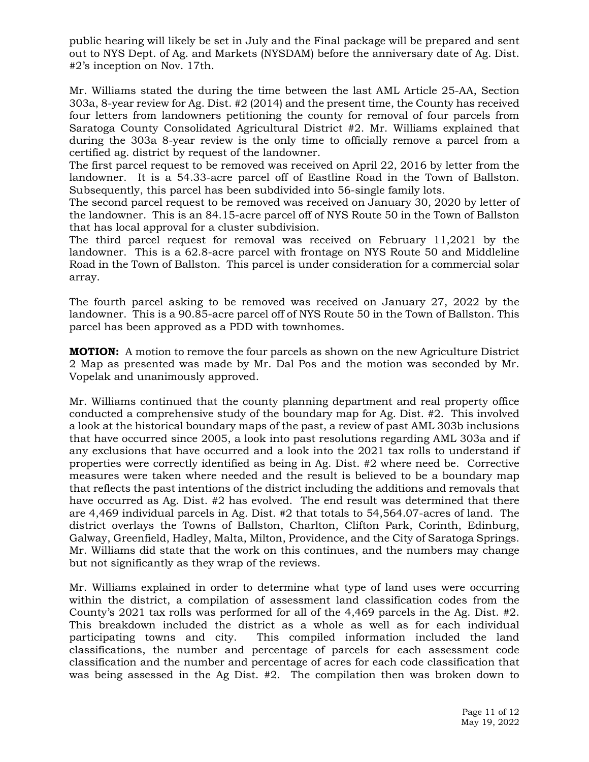public hearing will likely be set in July and the Final package will be prepared and sent out to NYS Dept. of Ag. and Markets (NYSDAM) before the anniversary date of Ag. Dist. #2's inception on Nov. 17th.

Mr. Williams stated the during the time between the last AML Article 25-AA, Section 303a, 8-year review for Ag. Dist. #2 (2014) and the present time, the County has received four letters from landowners petitioning the county for removal of four parcels from Saratoga County Consolidated Agricultural District #2. Mr. Williams explained that during the 303a 8-year review is the only time to officially remove a parcel from a certified ag. district by request of the landowner.

The first parcel request to be removed was received on April 22, 2016 by letter from the landowner. It is a 54.33-acre parcel off of Eastline Road in the Town of Ballston. Subsequently, this parcel has been subdivided into 56-single family lots.

The second parcel request to be removed was received on January 30, 2020 by letter of the landowner. This is an 84.15-acre parcel off of NYS Route 50 in the Town of Ballston that has local approval for a cluster subdivision.

The third parcel request for removal was received on February 11,2021 by the landowner. This is a 62.8-acre parcel with frontage on NYS Route 50 and Middleline Road in the Town of Ballston. This parcel is under consideration for a commercial solar array.

The fourth parcel asking to be removed was received on January 27, 2022 by the landowner. This is a 90.85-acre parcel off of NYS Route 50 in the Town of Ballston. This parcel has been approved as a PDD with townhomes.

**MOTION:** A motion to remove the four parcels as shown on the new Agriculture District 2 Map as presented was made by Mr. Dal Pos and the motion was seconded by Mr. Vopelak and unanimously approved.

Mr. Williams continued that the county planning department and real property office conducted a comprehensive study of the boundary map for Ag. Dist. #2. This involved a look at the historical boundary maps of the past, a review of past AML 303b inclusions that have occurred since 2005, a look into past resolutions regarding AML 303a and if any exclusions that have occurred and a look into the 2021 tax rolls to understand if properties were correctly identified as being in Ag. Dist. #2 where need be. Corrective measures were taken where needed and the result is believed to be a boundary map that reflects the past intentions of the district including the additions and removals that have occurred as Ag. Dist. #2 has evolved. The end result was determined that there are 4,469 individual parcels in Ag. Dist. #2 that totals to 54,564.07-acres of land. The district overlays the Towns of Ballston, Charlton, Clifton Park, Corinth, Edinburg, Galway, Greenfield, Hadley, Malta, Milton, Providence, and the City of Saratoga Springs. Mr. Williams did state that the work on this continues, and the numbers may change but not significantly as they wrap of the reviews.

Mr. Williams explained in order to determine what type of land uses were occurring within the district, a compilation of assessment land classification codes from the County's 2021 tax rolls was performed for all of the 4,469 parcels in the Ag. Dist. #2. This breakdown included the district as a whole as well as for each individual participating towns and city. This compiled information included the land classifications, the number and percentage of parcels for each assessment code classification and the number and percentage of acres for each code classification that was being assessed in the Ag Dist. #2. The compilation then was broken down to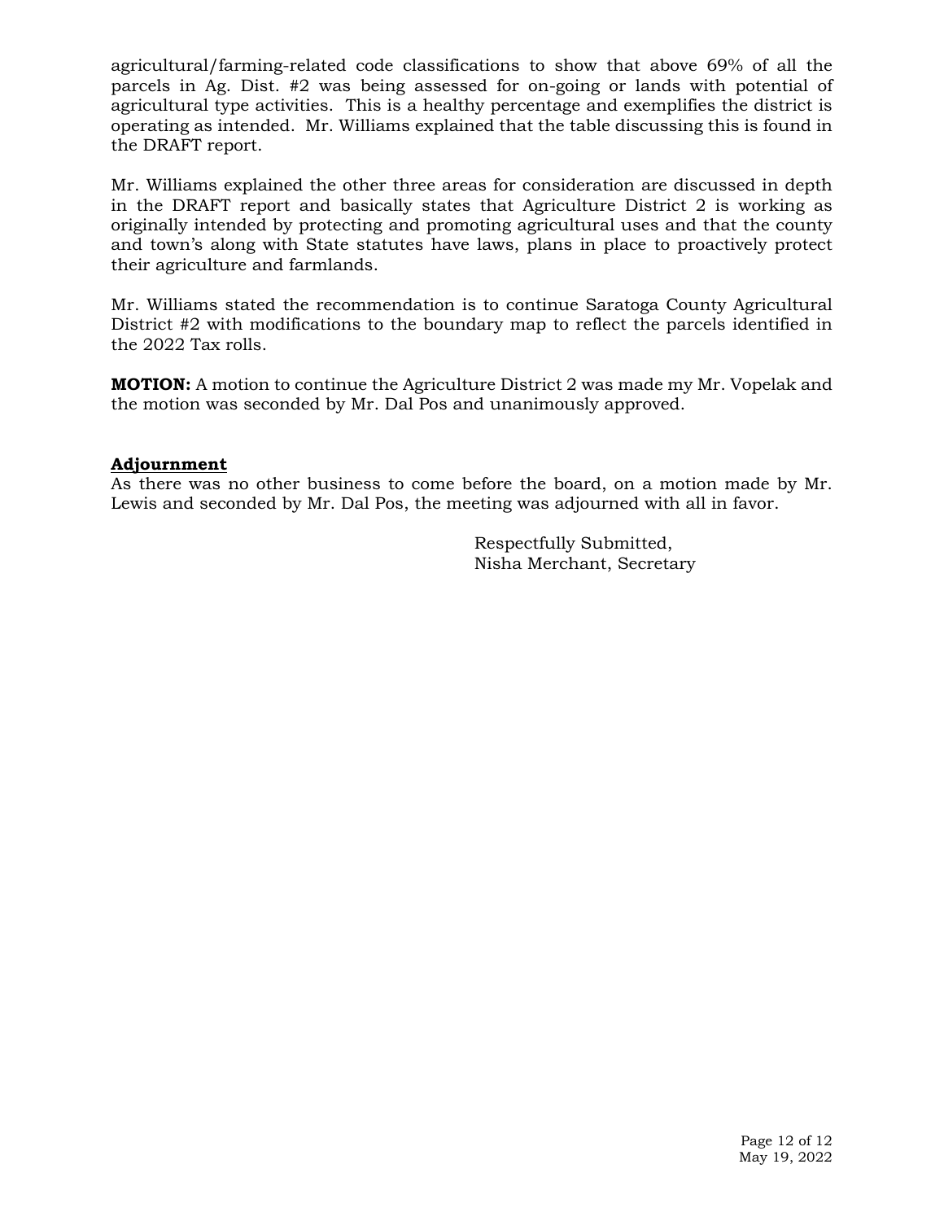agricultural/farming-related code classifications to show that above 69% of all the parcels in Ag. Dist. #2 was being assessed for on-going or lands with potential of agricultural type activities. This is a healthy percentage and exemplifies the district is operating as intended. Mr. Williams explained that the table discussing this is found in the DRAFT report.

Mr. Williams explained the other three areas for consideration are discussed in depth in the DRAFT report and basically states that Agriculture District 2 is working as originally intended by protecting and promoting agricultural uses and that the county and town's along with State statutes have laws, plans in place to proactively protect their agriculture and farmlands.

Mr. Williams stated the recommendation is to continue Saratoga County Agricultural District #2 with modifications to the boundary map to reflect the parcels identified in the 2022 Tax rolls.

**MOTION:** A motion to continue the Agriculture District 2 was made my Mr. Vopelak and the motion was seconded by Mr. Dal Pos and unanimously approved.

## Adjournment

As there was no other business to come before the board, on a motion made by Mr. Lewis and seconded by Mr. Dal Pos, the meeting was adjourned with all in favor.

Respectfully Submitted,
Nisha Merchant, Secretary